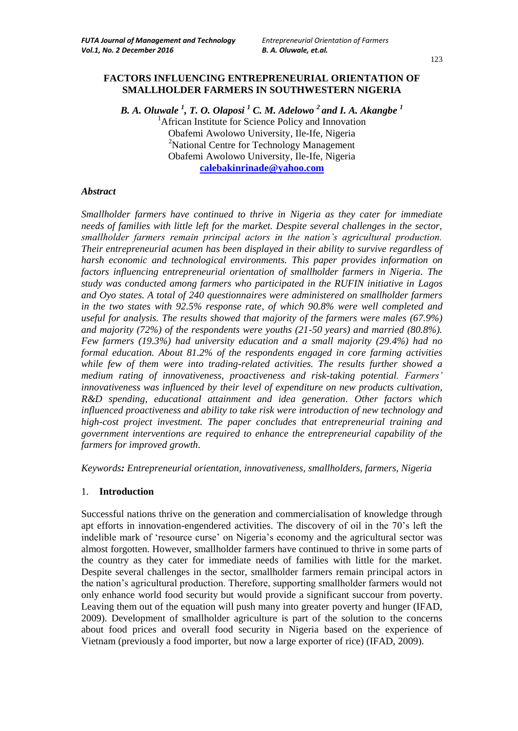# FACTORS INFLUENCING ENTREPRENEURIAL ORIENTATION OF SMALLHOLDER FARMERS IN SOUTHWESTERN NIGERIA

***B. A. Oluwale [1], T. O. Olaposi [1] C. M. Adelowo [2] and I. A. Akangbe [1]***

[1]African Institute for Science Policy and Innovation
Obafemi Awolowo University, Ile-Ife, Nigeria
[2]National Centre for Technology Management
Obafemi Awolowo University, Ile-Ife, Nigeria
calebakinrinade@yahoo.com

### *Abstract*

*Smallholder farmers have continued to thrive in Nigeria as they cater for immediate needs of families with little left for the market. Despite several challenges in the sector, smallholder farmers remain principal actors in the nation's agricultural production. Their entrepreneurial acumen has been displayed in their ability to survive regardless of harsh economic and technological environments. This paper provides information on factors influencing entrepreneurial orientation of smallholder farmers in Nigeria. The study was conducted among farmers who participated in the RUFIN initiative in Lagos and Oyo states. A total of 240 questionnaires were administered on smallholder farmers in the two states with 92.5% response rate, of which 90.8% were well completed and useful for analysis. The results showed that majority of the farmers were males (67.9%) and majority (72%) of the respondents were youths (21-50 years) and married (80.8%). Few farmers (19.3%) had university education and a small majority (29.4%) had no formal education. About 81.2% of the respondents engaged in core farming activities while few of them were into trading-related activities. The results further showed a medium rating of innovativeness, proactiveness and risk-taking potential. Farmers' innovativeness was influenced by their level of expenditure on new products cultivation, R&D spending, educational attainment and idea generation. Other factors which influenced proactiveness and ability to take risk were introduction of new technology and high-cost project investment. The paper concludes that entrepreneurial training and government interventions are required to enhance the entrepreneurial capability of the farmers for improved growth.*

*Keywords: Entrepreneurial orientation, innovativeness, smallholders, farmers, Nigeria*

## 1. Introduction

Successful nations thrive on the generation and commercialisation of knowledge through apt efforts in innovation-engendered activities. The discovery of oil in the 70's left the indelible mark of 'resource curse' on Nigeria's economy and the agricultural sector was almost forgotten. However, smallholder farmers have continued to thrive in some parts of the country as they cater for immediate needs of families with little for the market. Despite several challenges in the sector, smallholder farmers remain principal actors in the nation's agricultural production. Therefore, supporting smallholder farmers would not only enhance world food security but would provide a significant succour from poverty. Leaving them out of the equation will push many into greater poverty and hunger (IFAD, 2009). Development of smallholder agriculture is part of the solution to the concerns about food prices and overall food security in Nigeria based on the experience of Vietnam (previously a food importer, but now a large exporter of rice) (IFAD, 2009).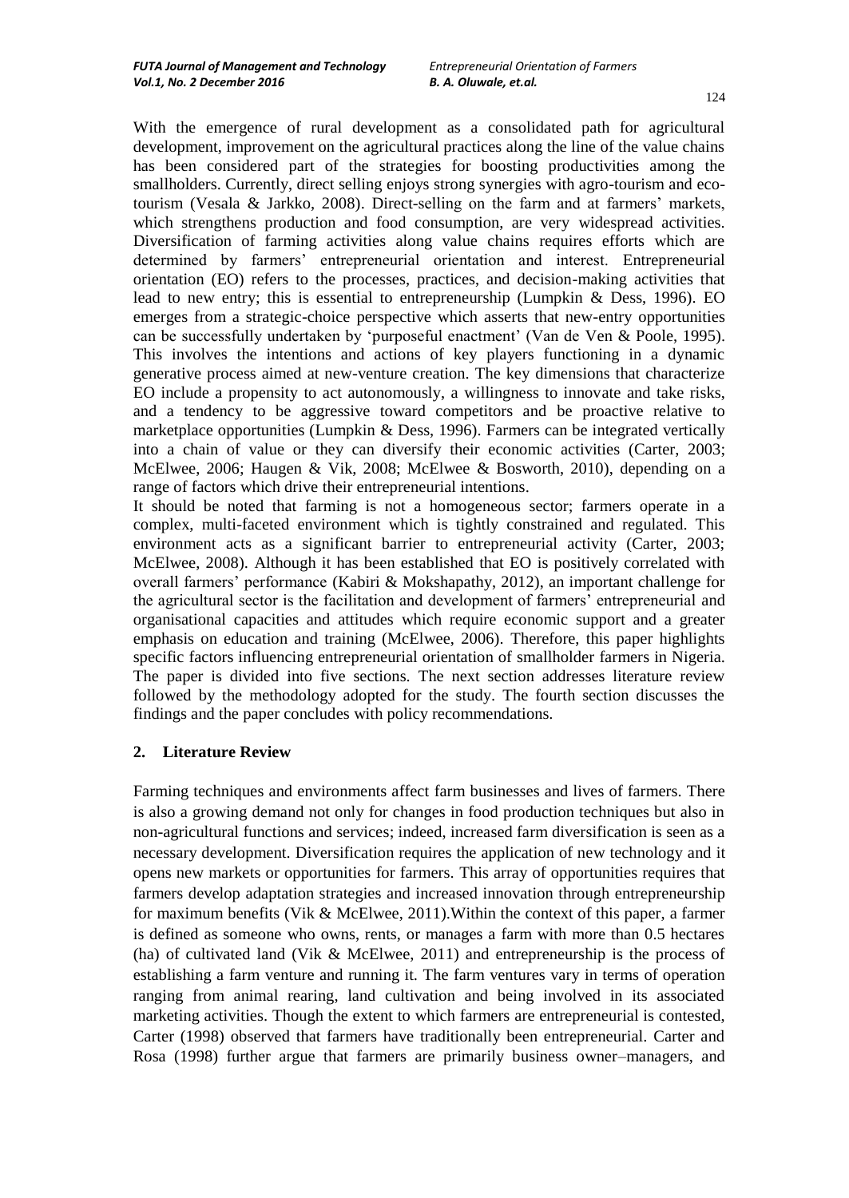With the emergence of rural development as a consolidated path for agricultural development, improvement on the agricultural practices along the line of the value chains has been considered part of the strategies for boosting productivities among the smallholders. Currently, direct selling enjoys strong synergies with agro-tourism and eco-tourism (Vesala & Jarkko, 2008). Direct-selling on the farm and at farmers' markets, which strengthens production and food consumption, are very widespread activities. Diversification of farming activities along value chains requires efforts which are determined by farmers' entrepreneurial orientation and interest. Entrepreneurial orientation (EO) refers to the processes, practices, and decision-making activities that lead to new entry; this is essential to entrepreneurship (Lumpkin & Dess, 1996). EO emerges from a strategic-choice perspective which asserts that new-entry opportunities can be successfully undertaken by 'purposeful enactment' (Van de Ven & Poole, 1995). This involves the intentions and actions of key players functioning in a dynamic generative process aimed at new-venture creation. The key dimensions that characterize EO include a propensity to act autonomously, a willingness to innovate and take risks, and a tendency to be aggressive toward competitors and be proactive relative to marketplace opportunities (Lumpkin & Dess, 1996). Farmers can be integrated vertically into a chain of value or they can diversify their economic activities (Carter, 2003; McElwee, 2006; Haugen & Vik, 2008; McElwee & Bosworth, 2010), depending on a range of factors which drive their entrepreneurial intentions.

It should be noted that farming is not a homogeneous sector; farmers operate in a complex, multi-faceted environment which is tightly constrained and regulated. This environment acts as a significant barrier to entrepreneurial activity (Carter, 2003; McElwee, 2008). Although it has been established that EO is positively correlated with overall farmers' performance (Kabiri & Mokshapathy, 2012), an important challenge for the agricultural sector is the facilitation and development of farmers' entrepreneurial and organisational capacities and attitudes which require economic support and a greater emphasis on education and training (McElwee, 2006). Therefore, this paper highlights specific factors influencing entrepreneurial orientation of smallholder farmers in Nigeria. The paper is divided into five sections. The next section addresses literature review followed by the methodology adopted for the study. The fourth section discusses the findings and the paper concludes with policy recommendations.

## 2. Literature Review

Farming techniques and environments affect farm businesses and lives of farmers. There is also a growing demand not only for changes in food production techniques but also in non-agricultural functions and services; indeed, increased farm diversification is seen as a necessary development. Diversification requires the application of new technology and it opens new markets or opportunities for farmers. This array of opportunities requires that farmers develop adaptation strategies and increased innovation through entrepreneurship for maximum benefits (Vik & McElwee, 2011).Within the context of this paper, a farmer is defined as someone who owns, rents, or manages a farm with more than 0.5 hectares (ha) of cultivated land (Vik & McElwee, 2011) and entrepreneurship is the process of establishing a farm venture and running it. The farm ventures vary in terms of operation ranging from animal rearing, land cultivation and being involved in its associated marketing activities. Though the extent to which farmers are entrepreneurial is contested, Carter (1998) observed that farmers have traditionally been entrepreneurial. Carter and Rosa (1998) further argue that farmers are primarily business owner–managers, and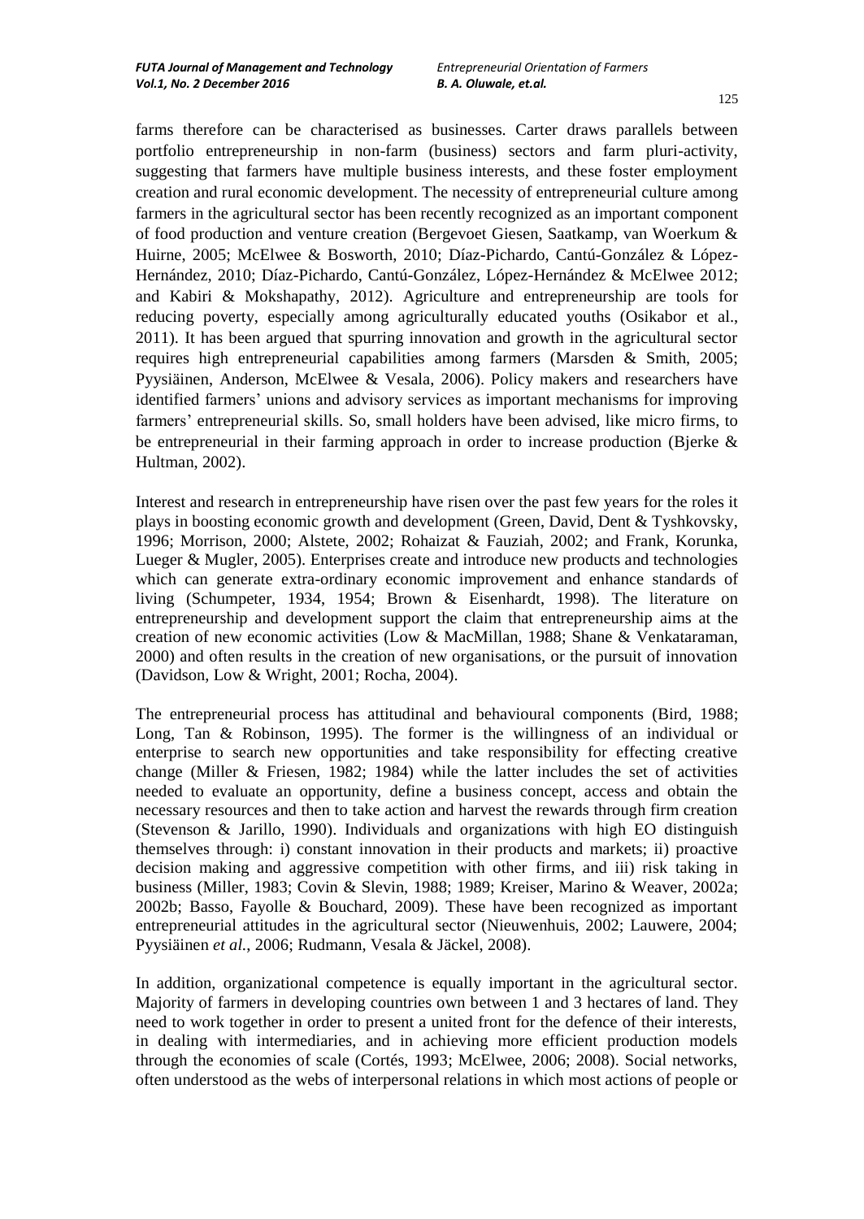farms therefore can be characterised as businesses. Carter draws parallels between portfolio entrepreneurship in non-farm (business) sectors and farm pluri-activity, suggesting that farmers have multiple business interests, and these foster employment creation and rural economic development. The necessity of entrepreneurial culture among farmers in the agricultural sector has been recently recognized as an important component of food production and venture creation (Bergevoet Giesen, Saatkamp, van Woerkum & Huirne, 2005; McElwee & Bosworth, 2010; Díaz-Pichardo, Cantú-González & López-Hernández, 2010; Díaz-Pichardo, Cantú-González, López-Hernández & McElwee 2012; and Kabiri & Mokshapathy, 2012). Agriculture and entrepreneurship are tools for reducing poverty, especially among agriculturally educated youths (Osikabor et al., 2011). It has been argued that spurring innovation and growth in the agricultural sector requires high entrepreneurial capabilities among farmers (Marsden & Smith, 2005; Pyysiäinen, Anderson, McElwee & Vesala, 2006). Policy makers and researchers have identified farmers' unions and advisory services as important mechanisms for improving farmers' entrepreneurial skills. So, small holders have been advised, like micro firms, to be entrepreneurial in their farming approach in order to increase production (Bjerke & Hultman, 2002).

Interest and research in entrepreneurship have risen over the past few years for the roles it plays in boosting economic growth and development (Green, David, Dent & Tyshkovsky, 1996; Morrison, 2000; Alstete, 2002; Rohaizat & Fauziah, 2002; and Frank, Korunka, Lueger & Mugler, 2005). Enterprises create and introduce new products and technologies which can generate extra-ordinary economic improvement and enhance standards of living (Schumpeter, 1934, 1954; Brown & Eisenhardt, 1998). The literature on entrepreneurship and development support the claim that entrepreneurship aims at the creation of new economic activities (Low & MacMillan, 1988; Shane & Venkataraman, 2000) and often results in the creation of new organisations, or the pursuit of innovation (Davidson, Low & Wright, 2001; Rocha, 2004).

The entrepreneurial process has attitudinal and behavioural components (Bird, 1988; Long, Tan & Robinson, 1995). The former is the willingness of an individual or enterprise to search new opportunities and take responsibility for effecting creative change (Miller & Friesen, 1982; 1984) while the latter includes the set of activities needed to evaluate an opportunity, define a business concept, access and obtain the necessary resources and then to take action and harvest the rewards through firm creation (Stevenson & Jarillo, 1990). Individuals and organizations with high EO distinguish themselves through: i) constant innovation in their products and markets; ii) proactive decision making and aggressive competition with other firms, and iii) risk taking in business (Miller, 1983; Covin & Slevin, 1988; 1989; Kreiser, Marino & Weaver, 2002a; 2002b; Basso, Fayolle & Bouchard, 2009). These have been recognized as important entrepreneurial attitudes in the agricultural sector (Nieuwenhuis, 2002; Lauwere, 2004; Pyysiäinen *et al.*, 2006; Rudmann, Vesala & Jäckel, 2008).

In addition, organizational competence is equally important in the agricultural sector. Majority of farmers in developing countries own between 1 and 3 hectares of land. They need to work together in order to present a united front for the defence of their interests, in dealing with intermediaries, and in achieving more efficient production models through the economies of scale (Cortés, 1993; McElwee, 2006; 2008). Social networks, often understood as the webs of interpersonal relations in which most actions of people or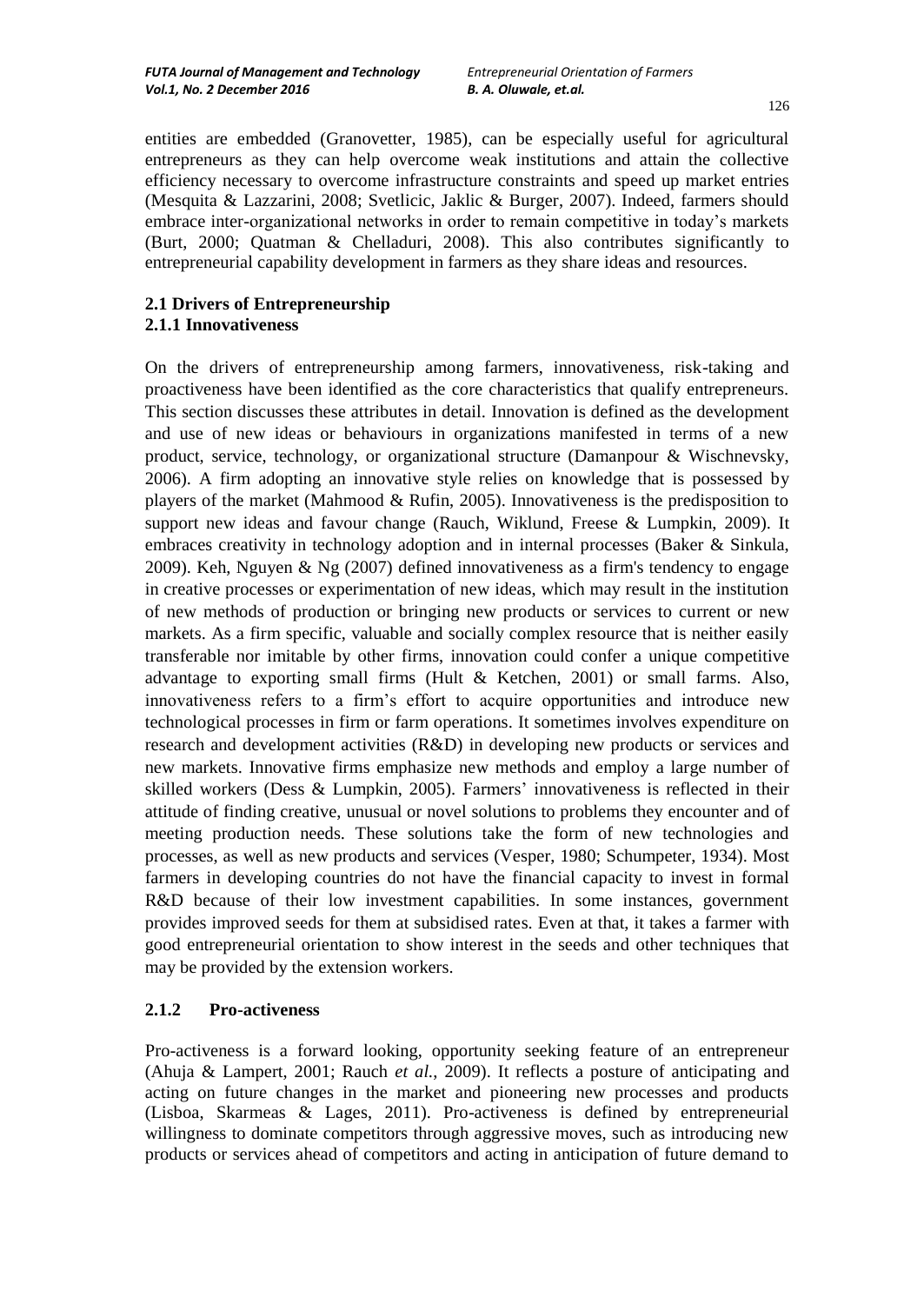entities are embedded (Granovetter, 1985), can be especially useful for agricultural entrepreneurs as they can help overcome weak institutions and attain the collective efficiency necessary to overcome infrastructure constraints and speed up market entries (Mesquita & Lazzarini, 2008; Svetlicic, Jaklic & Burger, 2007). Indeed, farmers should embrace inter-organizational networks in order to remain competitive in today's markets (Burt, 2000; Quatman & Chelladuri, 2008). This also contributes significantly to entrepreneurial capability development in farmers as they share ideas and resources.

## 2.1 Drivers of Entrepreneurship

### 2.1.1 Innovativeness

On the drivers of entrepreneurship among farmers, innovativeness, risk-taking and proactiveness have been identified as the core characteristics that qualify entrepreneurs. This section discusses these attributes in detail. Innovation is defined as the development and use of new ideas or behaviours in organizations manifested in terms of a new product, service, technology, or organizational structure (Damanpour & Wischnevsky, 2006). A firm adopting an innovative style relies on knowledge that is possessed by players of the market (Mahmood & Rufin, 2005). Innovativeness is the predisposition to support new ideas and favour change (Rauch, Wiklund, Freese & Lumpkin, 2009). It embraces creativity in technology adoption and in internal processes (Baker & Sinkula, 2009). Keh, Nguyen & Ng (2007) defined innovativeness as a firm's tendency to engage in creative processes or experimentation of new ideas, which may result in the institution of new methods of production or bringing new products or services to current or new markets. As a firm specific, valuable and socially complex resource that is neither easily transferable nor imitable by other firms, innovation could confer a unique competitive advantage to exporting small firms (Hult & Ketchen, 2001) or small farms. Also, innovativeness refers to a firm's effort to acquire opportunities and introduce new technological processes in firm or farm operations. It sometimes involves expenditure on research and development activities (R&D) in developing new products or services and new markets. Innovative firms emphasize new methods and employ a large number of skilled workers (Dess & Lumpkin, 2005). Farmers' innovativeness is reflected in their attitude of finding creative, unusual or novel solutions to problems they encounter and of meeting production needs. These solutions take the form of new technologies and processes, as well as new products and services (Vesper, 1980; Schumpeter, 1934). Most farmers in developing countries do not have the financial capacity to invest in formal R&D because of their low investment capabilities. In some instances, government provides improved seeds for them at subsidised rates. Even at that, it takes a farmer with good entrepreneurial orientation to show interest in the seeds and other techniques that may be provided by the extension workers.

### 2.1.2 Pro-activeness

Pro-activeness is a forward looking, opportunity seeking feature of an entrepreneur (Ahuja & Lampert, 2001; Rauch *et al.*, 2009). It reflects a posture of anticipating and acting on future changes in the market and pioneering new processes and products (Lisboa, Skarmeas & Lages, 2011). Pro-activeness is defined by entrepreneurial willingness to dominate competitors through aggressive moves, such as introducing new products or services ahead of competitors and acting in anticipation of future demand to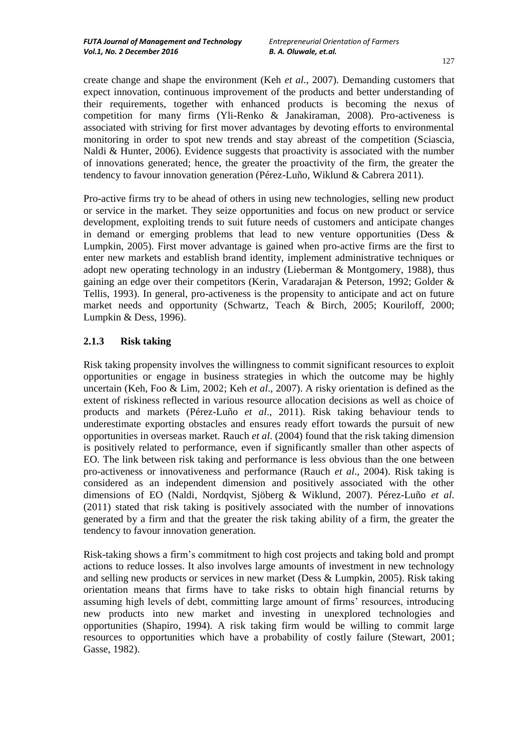create change and shape the environment (Keh *et al*., 2007). Demanding customers that expect innovation, continuous improvement of the products and better understanding of their requirements, together with enhanced products is becoming the nexus of competition for many firms (Yli-Renko & Janakiraman, 2008). Pro-activeness is associated with striving for first mover advantages by devoting efforts to environmental monitoring in order to spot new trends and stay abreast of the competition (Sciascia, Naldi & Hunter, 2006). Evidence suggests that proactivity is associated with the number of innovations generated; hence, the greater the proactivity of the firm, the greater the tendency to favour innovation generation (Pérez-Luño, Wiklund & Cabrera 2011).

Pro-active firms try to be ahead of others in using new technologies, selling new product or service in the market. They seize opportunities and focus on new product or service development, exploiting trends to suit future needs of customers and anticipate changes in demand or emerging problems that lead to new venture opportunities (Dess & Lumpkin, 2005). First mover advantage is gained when pro-active firms are the first to enter new markets and establish brand identity, implement administrative techniques or adopt new operating technology in an industry (Lieberman & Montgomery, 1988), thus gaining an edge over their competitors (Kerin, Varadarajan & Peterson, 1992; Golder & Tellis, 1993). In general, pro-activeness is the propensity to anticipate and act on future market needs and opportunity (Schwartz, Teach & Birch, 2005; Kouriloff, 2000; Lumpkin & Dess, 1996).

### 2.1.3 Risk taking

Risk taking propensity involves the willingness to commit significant resources to exploit opportunities or engage in business strategies in which the outcome may be highly uncertain (Keh, Foo & Lim, 2002; Keh *et al*., 2007). A risky orientation is defined as the extent of riskiness reflected in various resource allocation decisions as well as choice of products and markets (Pérez-Luño *et al*., 2011). Risk taking behaviour tends to underestimate exporting obstacles and ensures ready effort towards the pursuit of new opportunities in overseas market. Rauch *et al*. (2004) found that the risk taking dimension is positively related to performance, even if significantly smaller than other aspects of EO. The link between risk taking and performance is less obvious than the one between pro-activeness or innovativeness and performance (Rauch *et al*., 2004). Risk taking is considered as an independent dimension and positively associated with the other dimensions of EO (Naldi, Nordqvist, Sjöberg & Wiklund, 2007). Pérez-Luño *et al*. (2011) stated that risk taking is positively associated with the number of innovations generated by a firm and that the greater the risk taking ability of a firm, the greater the tendency to favour innovation generation.

Risk-taking shows a firm's commitment to high cost projects and taking bold and prompt actions to reduce losses. It also involves large amounts of investment in new technology and selling new products or services in new market (Dess & Lumpkin, 2005). Risk taking orientation means that firms have to take risks to obtain high financial returns by assuming high levels of debt, committing large amount of firms' resources, introducing new products into new market and investing in unexplored technologies and opportunities (Shapiro, 1994). A risk taking firm would be willing to commit large resources to opportunities which have a probability of costly failure (Stewart, 2001; Gasse, 1982).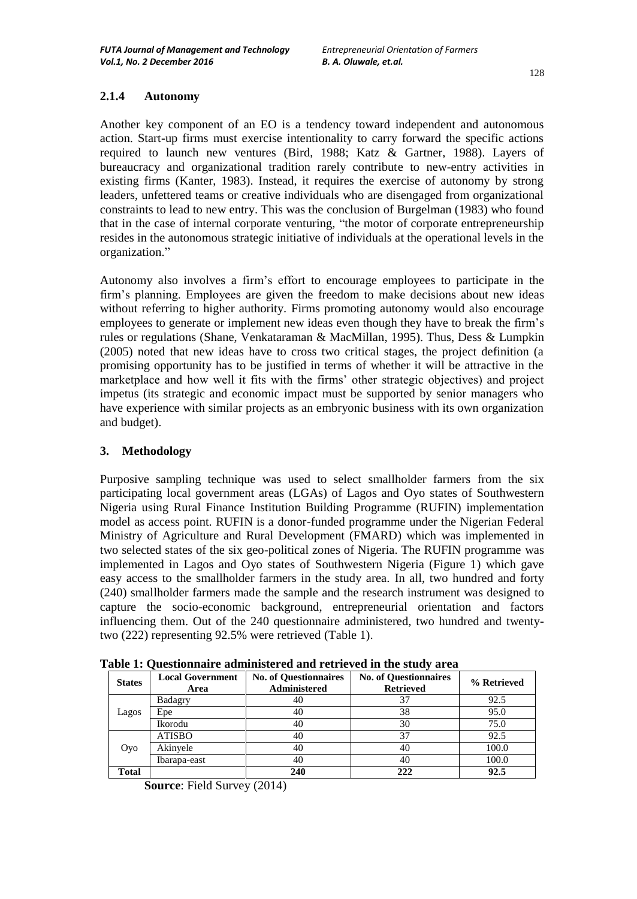### 2.1.4 Autonomy

Another key component of an EO is a tendency toward independent and autonomous action. Start-up firms must exercise intentionality to carry forward the specific actions required to launch new ventures (Bird, 1988; Katz & Gartner, 1988). Layers of bureaucracy and organizational tradition rarely contribute to new-entry activities in existing firms (Kanter, 1983). Instead, it requires the exercise of autonomy by strong leaders, unfettered teams or creative individuals who are disengaged from organizational constraints to lead to new entry. This was the conclusion of Burgelman (1983) who found that in the case of internal corporate venturing, "the motor of corporate entrepreneurship resides in the autonomous strategic initiative of individuals at the operational levels in the organization."

Autonomy also involves a firm's effort to encourage employees to participate in the firm's planning. Employees are given the freedom to make decisions about new ideas without referring to higher authority. Firms promoting autonomy would also encourage employees to generate or implement new ideas even though they have to break the firm's rules or regulations (Shane, Venkataraman & MacMillan, 1995). Thus, Dess & Lumpkin (2005) noted that new ideas have to cross two critical stages, the project definition (a promising opportunity has to be justified in terms of whether it will be attractive in the marketplace and how well it fits with the firms' other strategic objectives) and project impetus (its strategic and economic impact must be supported by senior managers who have experience with similar projects as an embryonic business with its own organization and budget).

## 3. Methodology

Purposive sampling technique was used to select smallholder farmers from the six participating local government areas (LGAs) of Lagos and Oyo states of Southwestern Nigeria using Rural Finance Institution Building Programme (RUFIN) implementation model as access point. RUFIN is a donor-funded programme under the Nigerian Federal Ministry of Agriculture and Rural Development (FMARD) which was implemented in two selected states of the six geo-political zones of Nigeria. The RUFIN programme was implemented in Lagos and Oyo states of Southwestern Nigeria (Figure 1) which gave easy access to the smallholder farmers in the study area. In all, two hundred and forty (240) smallholder farmers made the sample and the research instrument was designed to capture the socio-economic background, entrepreneurial orientation and factors influencing them. Out of the 240 questionnaire administered, two hundred and twenty-two (222) representing 92.5% were retrieved (Table 1).

**Table 1: Questionnaire administered and retrieved in the study area**

| States | Local Government Area | No. of Questionnaires Administered | No. of Questionnaires Retrieved | % Retrieved |
|---|---|---|---|---|
| Lagos | Badagry | 40 | 37 | 92.5 |
| | Epe | 40 | 38 | 95.0 |
| | Ikorodu | 40 | 30 | 75.0 |
| Oyo | ATISBO | 40 | 37 | 92.5 |
| | Akinyele | 40 | 40 | 100.0 |
| | Ibarapa-east | 40 | 40 | 100.0 |
| **Total** | | **240** | **222** | **92.5** |

**Source**: Field Survey (2014)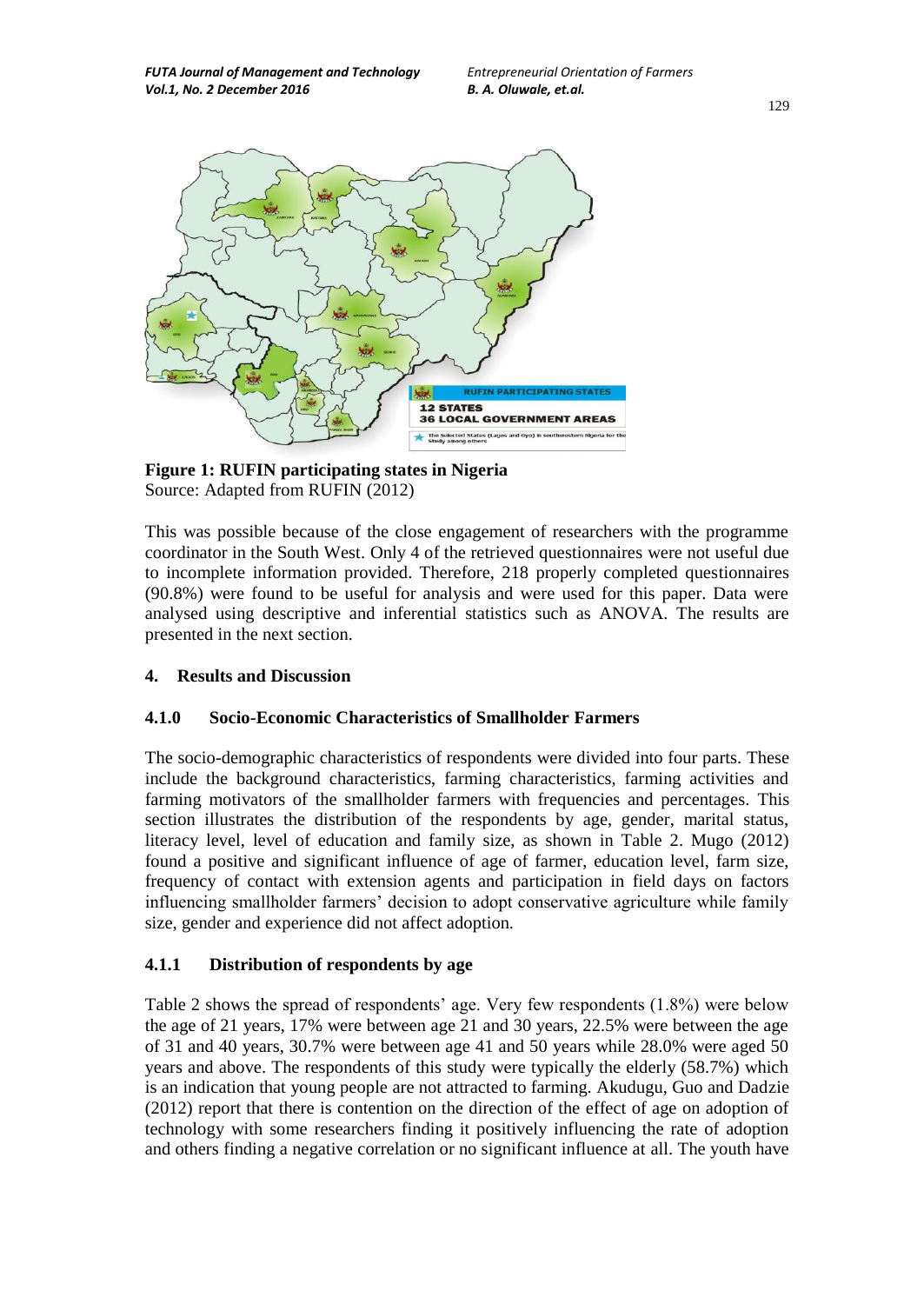**Figure 1: RUFIN participating states in Nigeria**
Source: Adapted from RUFIN (2012)

This was possible because of the close engagement of researchers with the programme coordinator in the South West. Only 4 of the retrieved questionnaires were not useful due to incomplete information provided. Therefore, 218 properly completed questionnaires (90.8%) were found to be useful for analysis and were used for this paper. Data were analysed using descriptive and inferential statistics such as ANOVA. The results are presented in the next section.

## 4. Results and Discussion

### 4.1.0 Socio-Economic Characteristics of Smallholder Farmers

The socio-demographic characteristics of respondents were divided into four parts. These include the background characteristics, farming characteristics, farming activities and farming motivators of the smallholder farmers with frequencies and percentages. This section illustrates the distribution of the respondents by age, gender, marital status, literacy level, level of education and family size, as shown in Table 2. Mugo (2012) found a positive and significant influence of age of farmer, education level, farm size, frequency of contact with extension agents and participation in field days on factors influencing smallholder farmers' decision to adopt conservative agriculture while family size, gender and experience did not affect adoption.

### 4.1.1 Distribution of respondents by age

Table 2 shows the spread of respondents' age. Very few respondents (1.8%) were below the age of 21 years, 17% were between age 21 and 30 years, 22.5% were between the age of 31 and 40 years, 30.7% were between age 41 and 50 years while 28.0% were aged 50 years and above. The respondents of this study were typically the elderly (58.7%) which is an indication that young people are not attracted to farming. Akudugu, Guo and Dadzie (2012) report that there is contention on the direction of the effect of age on adoption of technology with some researchers finding it positively influencing the rate of adoption and others finding a negative correlation or no significant influence at all. The youth have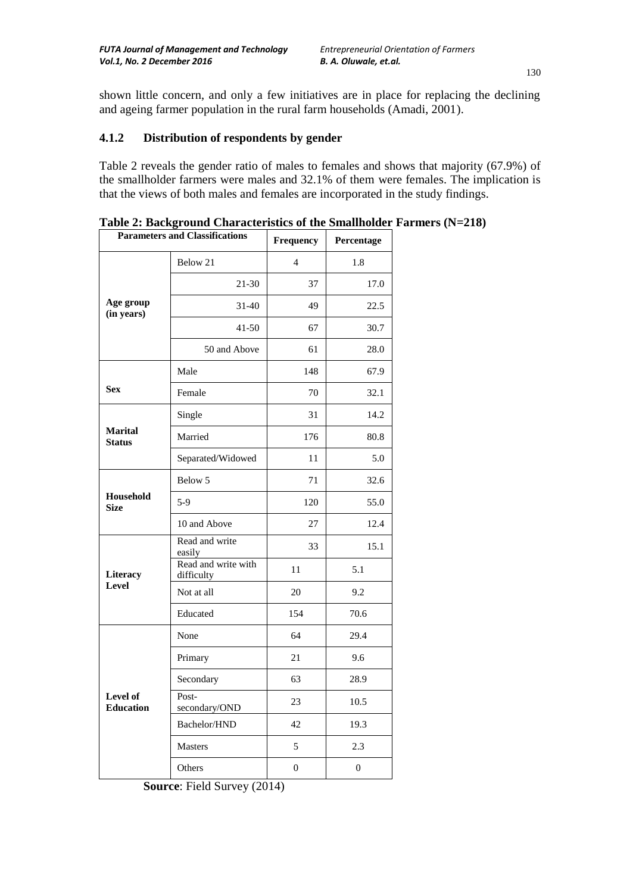shown little concern, and only a few initiatives are in place for replacing the declining and ageing farmer population in the rural farm households (Amadi, 2001).

### 4.1.2 Distribution of respondents by gender

Table 2 reveals the gender ratio of males to females and shows that majority (67.9%) of the smallholder farmers were males and 32.1% of them were females. The implication is that the views of both males and females are incorporated in the study findings.

**Table 2: Background Characteristics of the Smallholder Farmers (N=218)**

| Parameters and Classifications | | Frequency | Percentage |
|---|---|---|---|
| **Age group (in years)** | Below 21 | 4 | 1.8 |
| | 21-30 | 37 | 17.0 |
| | 31-40 | 49 | 22.5 |
| | 41-50 | 67 | 30.7 |
| | 50 and Above | 61 | 28.0 |
| **Sex** | Male | 148 | 67.9 |
| | Female | 70 | 32.1 |
| **Marital Status** | Single | 31 | 14.2 |
| | Married | 176 | 80.8 |
| | Separated/Widowed | 11 | 5.0 |
| **Household Size** | Below 5 | 71 | 32.6 |
| | 5-9 | 120 | 55.0 |
| | 10 and Above | 27 | 12.4 |
| **Literacy Level** | Read and write easily | 33 | 15.1 |
| | Read and write with difficulty | 11 | 5.1 |
| | Not at all | 20 | 9.2 |
| | Educated | 154 | 70.6 |
| **Level of Education** | None | 64 | 29.4 |
| | Primary | 21 | 9.6 |
| | Secondary | 63 | 28.9 |
| | Post-secondary/OND | 23 | 10.5 |
| | Bachelor/HND | 42 | 19.3 |
| | Masters | 5 | 2.3 |
| | Others | 0 | 0 |

**Source**: Field Survey (2014)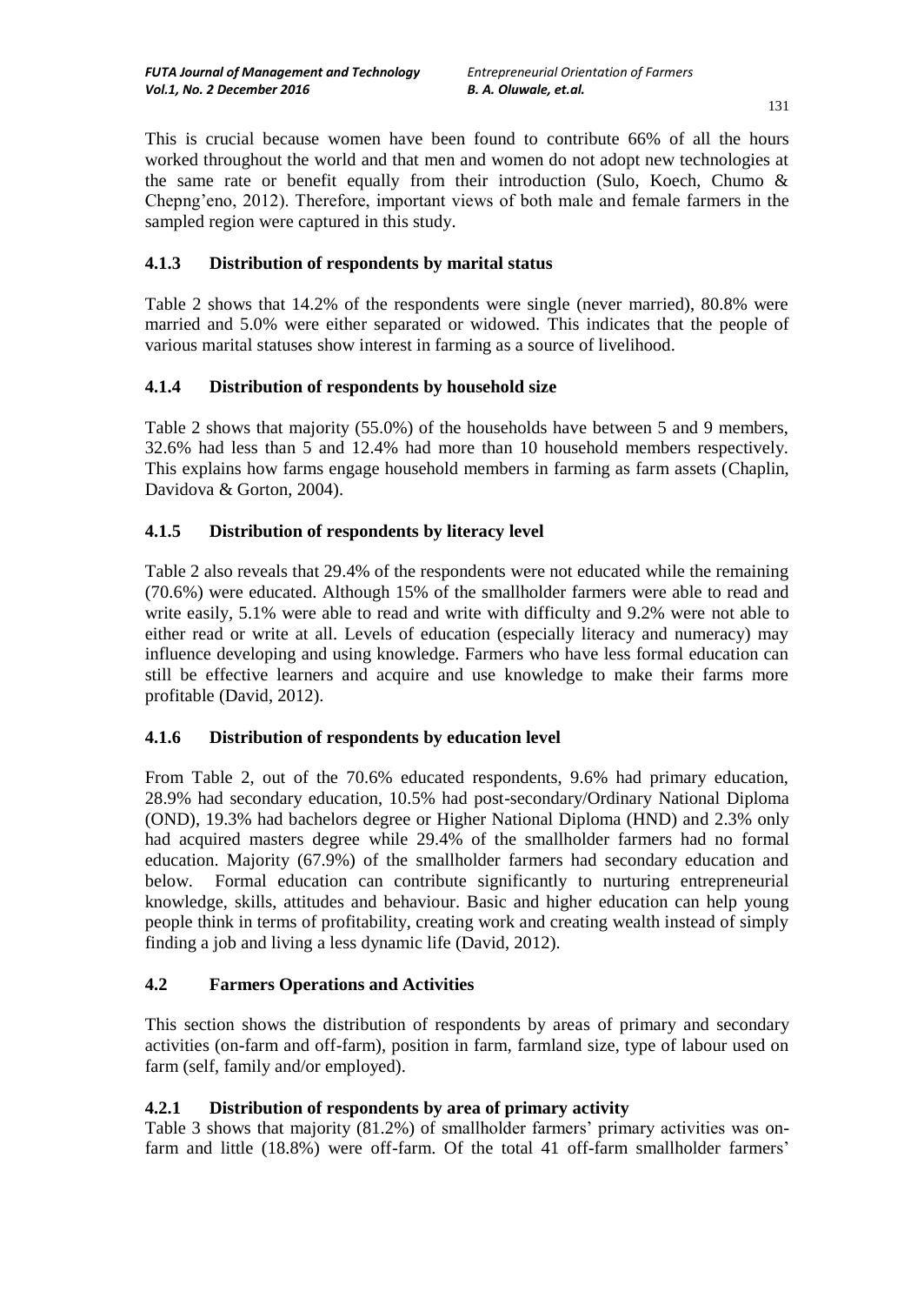This is crucial because women have been found to contribute 66% of all the hours worked throughout the world and that men and women do not adopt new technologies at the same rate or benefit equally from their introduction (Sulo, Koech, Chumo & Chepng'eno, 2012). Therefore, important views of both male and female farmers in the sampled region were captured in this study.

### 4.1.3 Distribution of respondents by marital status

Table 2 shows that 14.2% of the respondents were single (never married), 80.8% were married and 5.0% were either separated or widowed. This indicates that the people of various marital statuses show interest in farming as a source of livelihood.

### 4.1.4 Distribution of respondents by household size

Table 2 shows that majority (55.0%) of the households have between 5 and 9 members, 32.6% had less than 5 and 12.4% had more than 10 household members respectively. This explains how farms engage household members in farming as farm assets (Chaplin, Davidova & Gorton, 2004).

### 4.1.5 Distribution of respondents by literacy level

Table 2 also reveals that 29.4% of the respondents were not educated while the remaining (70.6%) were educated. Although 15% of the smallholder farmers were able to read and write easily, 5.1% were able to read and write with difficulty and 9.2% were not able to either read or write at all. Levels of education (especially literacy and numeracy) may influence developing and using knowledge. Farmers who have less formal education can still be effective learners and acquire and use knowledge to make their farms more profitable (David, 2012).

### 4.1.6 Distribution of respondents by education level

From Table 2, out of the 70.6% educated respondents, 9.6% had primary education, 28.9% had secondary education, 10.5% had post-secondary/Ordinary National Diploma (OND), 19.3% had bachelors degree or Higher National Diploma (HND) and 2.3% only had acquired masters degree while 29.4% of the smallholder farmers had no formal education. Majority (67.9%) of the smallholder farmers had secondary education and below. Formal education can contribute significantly to nurturing entrepreneurial knowledge, skills, attitudes and behaviour. Basic and higher education can help young people think in terms of profitability, creating work and creating wealth instead of simply finding a job and living a less dynamic life (David, 2012).

## 4.2 Farmers Operations and Activities

This section shows the distribution of respondents by areas of primary and secondary activities (on-farm and off-farm), position in farm, farmland size, type of labour used on farm (self, family and/or employed).

### 4.2.1 Distribution of respondents by area of primary activity

Table 3 shows that majority (81.2%) of smallholder farmers' primary activities was on-farm and little (18.8%) were off-farm. Of the total 41 off-farm smallholder farmers'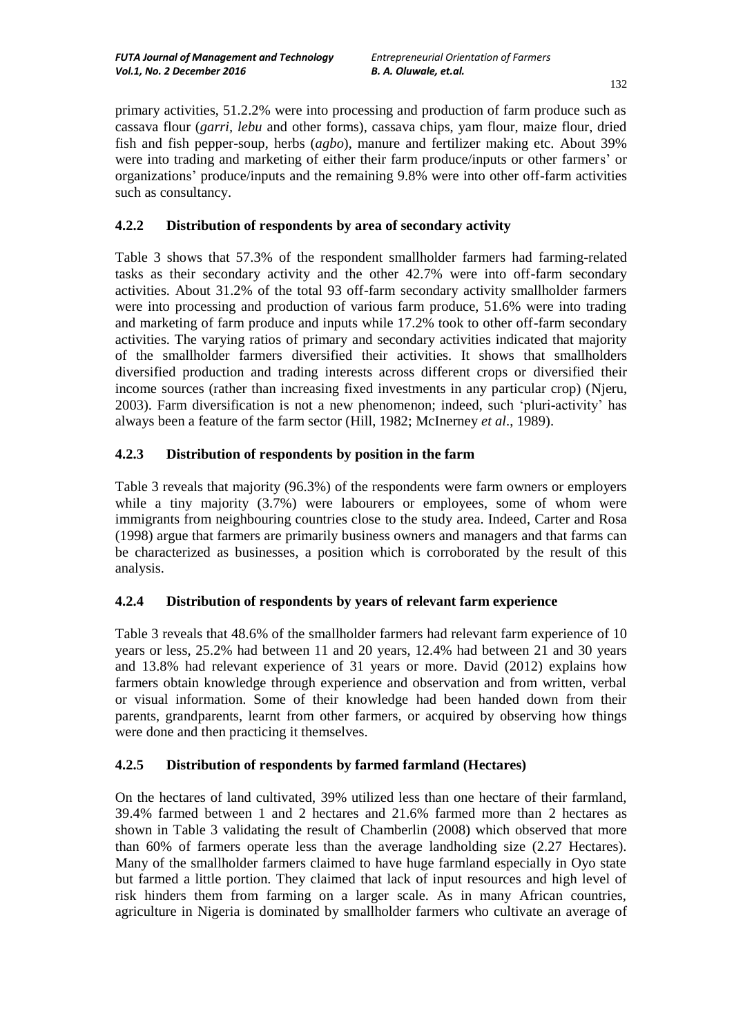primary activities, 51.2.2% were into processing and production of farm produce such as cassava flour (*garri, lebu* and other forms), cassava chips, yam flour, maize flour, dried fish and fish pepper-soup, herbs (*agbo*), manure and fertilizer making etc. About 39% were into trading and marketing of either their farm produce/inputs or other farmers' or organizations' produce/inputs and the remaining 9.8% were into other off-farm activities such as consultancy.

### 4.2.2 Distribution of respondents by area of secondary activity

Table 3 shows that 57.3% of the respondent smallholder farmers had farming-related tasks as their secondary activity and the other 42.7% were into off-farm secondary activities. About 31.2% of the total 93 off-farm secondary activity smallholder farmers were into processing and production of various farm produce, 51.6% were into trading and marketing of farm produce and inputs while 17.2% took to other off-farm secondary activities. The varying ratios of primary and secondary activities indicated that majority of the smallholder farmers diversified their activities. It shows that smallholders diversified production and trading interests across different crops or diversified their income sources (rather than increasing fixed investments in any particular crop) (Njeru, 2003). Farm diversification is not a new phenomenon; indeed, such 'pluri-activity' has always been a feature of the farm sector (Hill, 1982; McInerney *et al*., 1989).

### 4.2.3 Distribution of respondents by position in the farm

Table 3 reveals that majority (96.3%) of the respondents were farm owners or employers while a tiny majority (3.7%) were labourers or employees, some of whom were immigrants from neighbouring countries close to the study area. Indeed, Carter and Rosa (1998) argue that farmers are primarily business owners and managers and that farms can be characterized as businesses, a position which is corroborated by the result of this analysis.

### 4.2.4 Distribution of respondents by years of relevant farm experience

Table 3 reveals that 48.6% of the smallholder farmers had relevant farm experience of 10 years or less, 25.2% had between 11 and 20 years, 12.4% had between 21 and 30 years and 13.8% had relevant experience of 31 years or more. David (2012) explains how farmers obtain knowledge through experience and observation and from written, verbal or visual information. Some of their knowledge had been handed down from their parents, grandparents, learnt from other farmers, or acquired by observing how things were done and then practicing it themselves.

### 4.2.5 Distribution of respondents by farmed farmland (Hectares)

On the hectares of land cultivated, 39% utilized less than one hectare of their farmland, 39.4% farmed between 1 and 2 hectares and 21.6% farmed more than 2 hectares as shown in Table 3 validating the result of Chamberlin (2008) which observed that more than 60% of farmers operate less than the average landholding size (2.27 Hectares). Many of the smallholder farmers claimed to have huge farmland especially in Oyo state but farmed a little portion. They claimed that lack of input resources and high level of risk hinders them from farming on a larger scale. As in many African countries, agriculture in Nigeria is dominated by smallholder farmers who cultivate an average of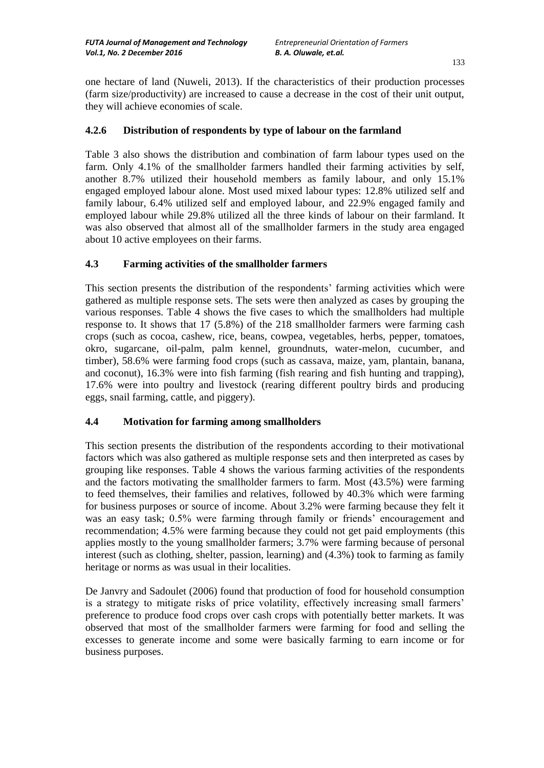one hectare of land (Nuweli, 2013). If the characteristics of their production processes (farm size/productivity) are increased to cause a decrease in the cost of their unit output, they will achieve economies of scale.

### 4.2.6 Distribution of respondents by type of labour on the farmland

Table 3 also shows the distribution and combination of farm labour types used on the farm. Only 4.1% of the smallholder farmers handled their farming activities by self, another 8.7% utilized their household members as family labour, and only 15.1% engaged employed labour alone. Most used mixed labour types: 12.8% utilized self and family labour, 6.4% utilized self and employed labour, and 22.9% engaged family and employed labour while 29.8% utilized all the three kinds of labour on their farmland. It was also observed that almost all of the smallholder farmers in the study area engaged about 10 active employees on their farms.

## 4.3 Farming activities of the smallholder farmers

This section presents the distribution of the respondents' farming activities which were gathered as multiple response sets. The sets were then analyzed as cases by grouping the various responses. Table 4 shows the five cases to which the smallholders had multiple response to. It shows that 17 (5.8%) of the 218 smallholder farmers were farming cash crops (such as cocoa, cashew, rice, beans, cowpea, vegetables, herbs, pepper, tomatoes, okro, sugarcane, oil-palm, palm kennel, groundnuts, water-melon, cucumber, and timber), 58.6% were farming food crops (such as cassava, maize, yam, plantain, banana, and coconut), 16.3% were into fish farming (fish rearing and fish hunting and trapping), 17.6% were into poultry and livestock (rearing different poultry birds and producing eggs, snail farming, cattle, and piggery).

## 4.4 Motivation for farming among smallholders

This section presents the distribution of the respondents according to their motivational factors which was also gathered as multiple response sets and then interpreted as cases by grouping like responses. Table 4 shows the various farming activities of the respondents and the factors motivating the smallholder farmers to farm. Most (43.5%) were farming to feed themselves, their families and relatives, followed by 40.3% which were farming for business purposes or source of income. About 3.2% were farming because they felt it was an easy task; 0.5% were farming through family or friends' encouragement and recommendation; 4.5% were farming because they could not get paid employments (this applies mostly to the young smallholder farmers; 3.7% were farming because of personal interest (such as clothing, shelter, passion, learning) and (4.3%) took to farming as family heritage or norms as was usual in their localities.

De Janvry and Sadoulet (2006) found that production of food for household consumption is a strategy to mitigate risks of price volatility, effectively increasing small farmers' preference to produce food crops over cash crops with potentially better markets. It was observed that most of the smallholder farmers were farming for food and selling the excesses to generate income and some were basically farming to earn income or for business purposes.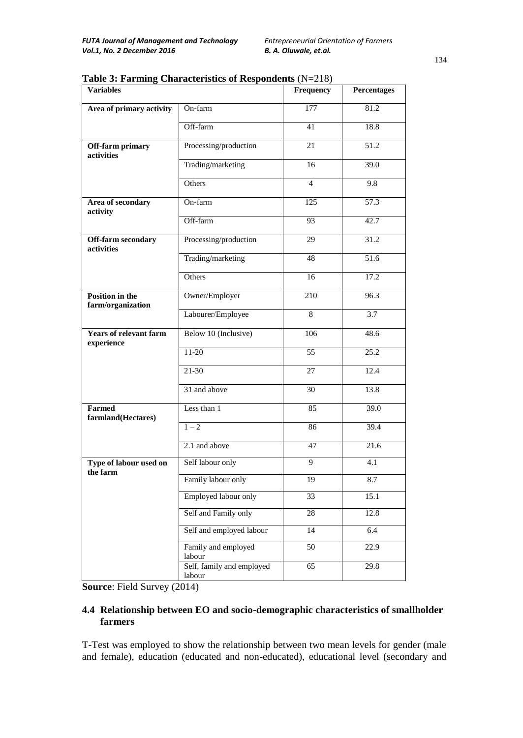**Table 3: Farming Characteristics of Respondents** (N=218)

| Variables | | Frequency | Percentages |
|---|---|---|---|
| **Area of primary activity** | On-farm | 177 | 81.2 |
| | Off-farm | 41 | 18.8 |
| **Off-farm primary activities** | Processing/production | 21 | 51.2 |
| | Trading/marketing | 16 | 39.0 |
| | Others | 4 | 9.8 |
| **Area of secondary activity** | On-farm | 125 | 57.3 |
| | Off-farm | 93 | 42.7 |
| **Off-farm secondary activities** | Processing/production | 29 | 31.2 |
| | Trading/marketing | 48 | 51.6 |
| | Others | 16 | 17.2 |
| **Position in the farm/organization** | Owner/Employer | 210 | 96.3 |
| | Labourer/Employee | 8 | 3.7 |
| **Years of relevant farm experience** | Below 10 (Inclusive) | 106 | 48.6 |
| | 11-20 | 55 | 25.2 |
| | 21-30 | 27 | 12.4 |
| | 31 and above | 30 | 13.8 |
| **Farmed farmland(Hectares)** | Less than 1 | 85 | 39.0 |
| | 1 – 2 | 86 | 39.4 |
| | 2.1 and above | 47 | 21.6 |
| **Type of labour used on the farm** | Self labour only | 9 | 4.1 |
| | Family labour only | 19 | 8.7 |
| | Employed labour only | 33 | 15.1 |
| | Self and Family only | 28 | 12.8 |
| | Self and employed labour | 14 | 6.4 |
| | Family and employed labour | 50 | 22.9 |
| | Self, family and employed labour | 65 | 29.8 |

**Source**: Field Survey (2014)

## 4.4 Relationship between EO and socio-demographic characteristics of smallholder farmers

T-Test was employed to show the relationship between two mean levels for gender (male and female), education (educated and non-educated), educational level (secondary and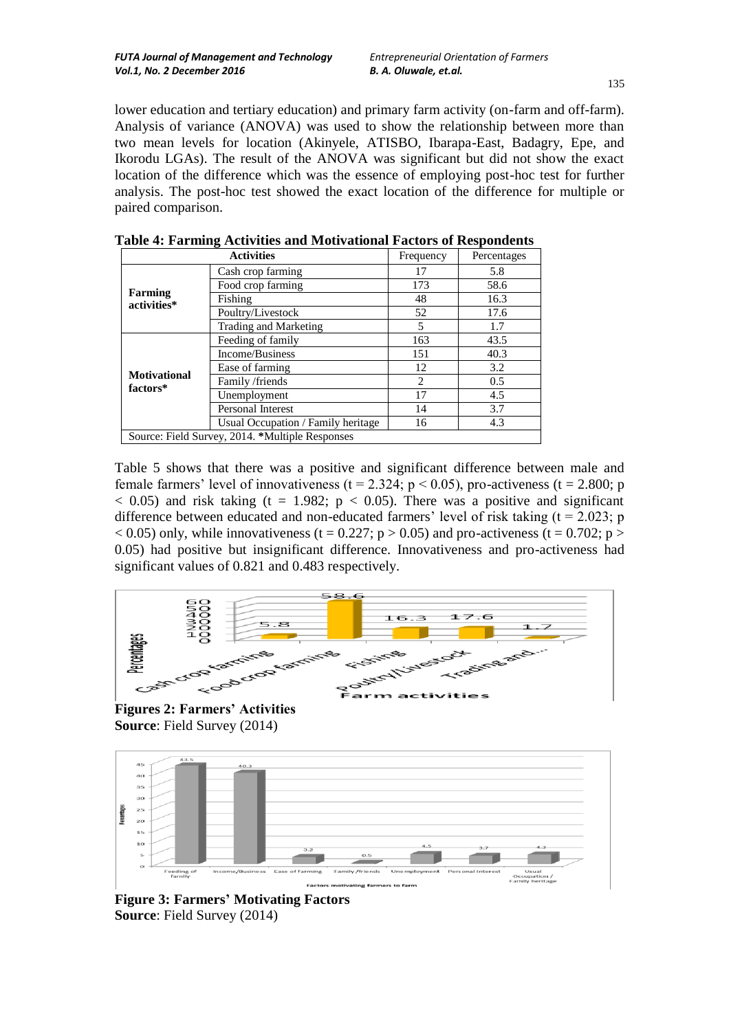lower education and tertiary education) and primary farm activity (on-farm and off-farm). Analysis of variance (ANOVA) was used to show the relationship between more than two mean levels for location (Akinyele, ATISBO, Ibarapa-East, Badagry, Epe, and Ikorodu LGAs). The result of the ANOVA was significant but did not show the exact location of the difference which was the essence of employing post-hoc test for further analysis. The post-hoc test showed the exact location of the difference for multiple or paired comparison.

**Table 4: Farming Activities and Motivational Factors of Respondents**

| Activities | | Frequency | Percentages |
|---|---|---|---|
| **Farming activities*** | Cash crop farming | 17 | 5.8 |
| | Food crop farming | 173 | 58.6 |
| | Fishing | 48 | 16.3 |
| | Poultry/Livestock | 52 | 17.6 |
| | Trading and Marketing | 5 | 1.7 |
| **Motivational factors*** | Feeding of family | 163 | 43.5 |
| | Income/Business | 151 | 40.3 |
| | Ease of farming | 12 | 3.2 |
| | Family /friends | 2 | 0.5 |
| | Unemployment | 17 | 4.5 |
| | Personal Interest | 14 | 3.7 |
| | Usual Occupation / Family heritage | 16 | 4.3 |

Source: Field Survey, 2014. *Multiple Responses

Table 5 shows that there was a positive and significant difference between male and female farmers' level of innovativeness ($t = 2.324$; $p < 0.05$), pro-activeness ($t = 2.800$; $p < 0.05$) and risk taking ($t = 1.982$; $p < 0.05$). There was a positive and significant difference between educated and non-educated farmers' level of risk taking ($t = 2.023$; $p < 0.05$) only, while innovativeness ($t = 0.227$; $p > 0.05$) and pro-activeness ($t = 0.702$; $p > 0.05$) had positive but insignificant difference. Innovativeness and pro-activeness had significant values of 0.821 and 0.483 respectively.

**Figures 2: Farmers' Activities**
**Source**: Field Survey (2014)

**Figure 3: Farmers' Motivating Factors**
**Source**: Field Survey (2014)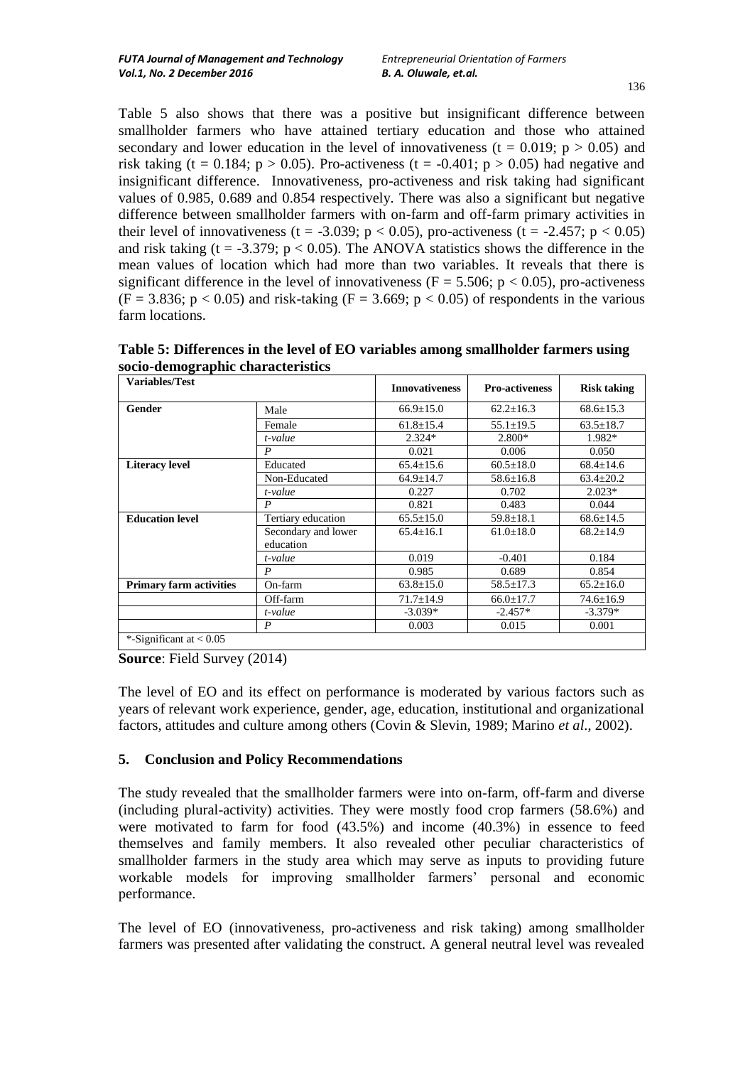Table 5 also shows that there was a positive but insignificant difference between smallholder farmers who have attained tertiary education and those who attained secondary and lower education in the level of innovativeness ($t = 0.019$; $p > 0.05$) and risk taking ($t = 0.184$; $p > 0.05$). Pro-activeness ($t = -0.401$; $p > 0.05$) had negative and insignificant difference. Innovativeness, pro-activeness and risk taking had significant values of 0.985, 0.689 and 0.854 respectively. There was also a significant but negative difference between smallholder farmers with on-farm and off-farm primary activities in their level of innovativeness ($t = -3.039$; $p < 0.05$), pro-activeness ($t = -2.457$; $p < 0.05$) and risk taking ($t = -3.379$; $p < 0.05$). The ANOVA statistics shows the difference in the mean values of location which had more than two variables. It reveals that there is significant difference in the level of innovativeness ($F = 5.506$; $p < 0.05$), pro-activeness ($F = 3.836$; $p < 0.05$) and risk-taking ($F = 3.669$; $p < 0.05$) of respondents in the various farm locations.

**Table 5: Differences in the level of EO variables among smallholder farmers using socio-demographic characteristics**

| Variables/Test | | Innovativeness | Pro-activeness | Risk taking |
|---|---|---|---|---|
| **Gender** | Male | 66.9±15.0 | 62.2±16.3 | 68.6±15.3 |
| | Female | 61.8±15.4 | 55.1±19.5 | 63.5±18.7 |
| | *t-value* | 2.324* | 2.800* | 1.982* |
| | *P* | 0.021 | 0.006 | 0.050 |
| **Literacy level** | Educated | 65.4±15.6 | 60.5±18.0 | 68.4±14.6 |
| | Non-Educated | 64.9±14.7 | 58.6±16.8 | 63.4±20.2 |
| | *t-value* | 0.227 | 0.702 | 2.023* |
| | *P* | 0.821 | 0.483 | 0.044 |
| **Education level** | Tertiary education | 65.5±15.0 | 59.8±18.1 | 68.6±14.5 |
| | Secondary and lower education | 65.4±16.1 | 61.0±18.0 | 68.2±14.9 |
| | *t-value* | 0.019 | -0.401 | 0.184 |
| | *P* | 0.985 | 0.689 | 0.854 |
| **Primary farm activities** | On-farm | 63.8±15.0 | 58.5±17.3 | 65.2±16.0 |
| | Off-farm | 71.7±14.9 | 66.0±17.7 | 74.6±16.9 |
| | *t-value* | -3.039* | -2.457* | -3.379* |
| | *P* | 0.003 | 0.015 | 0.001 |
| *-Significant at < 0.05 | | | | |

**Source**: Field Survey (2014)

The level of EO and its effect on performance is moderated by various factors such as years of relevant work experience, gender, age, education, institutional and organizational factors, attitudes and culture among others (Covin & Slevin, 1989; Marino *et al*., 2002).

## 5. Conclusion and Policy Recommendations

The study revealed that the smallholder farmers were into on-farm, off-farm and diverse (including plural-activity) activities. They were mostly food crop farmers (58.6%) and were motivated to farm for food (43.5%) and income (40.3%) in essence to feed themselves and family members. It also revealed other peculiar characteristics of smallholder farmers in the study area which may serve as inputs to providing future workable models for improving smallholder farmers' personal and economic performance.

The level of EO (innovativeness, pro-activeness and risk taking) among smallholder farmers was presented after validating the construct. A general neutral level was revealed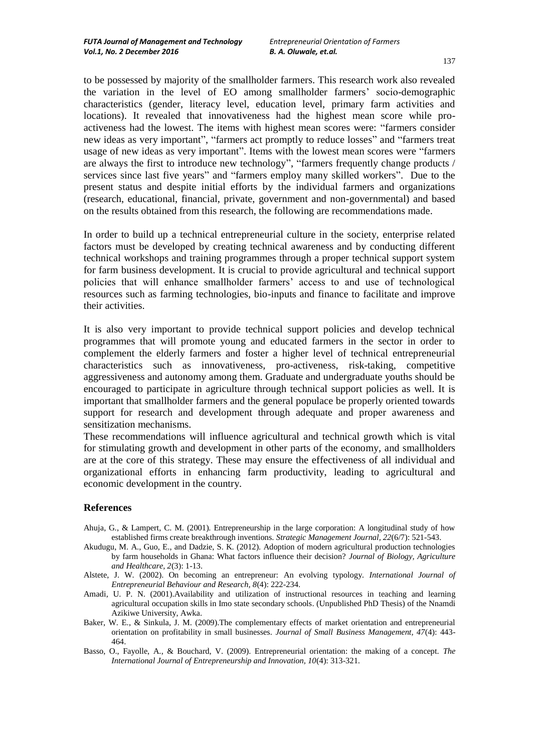to be possessed by majority of the smallholder farmers. This research work also revealed the variation in the level of EO among smallholder farmers' socio-demographic characteristics (gender, literacy level, education level, primary farm activities and locations). It revealed that innovativeness had the highest mean score while pro-activeness had the lowest. The items with highest mean scores were: "farmers consider new ideas as very important", "farmers act promptly to reduce losses" and "farmers treat usage of new ideas as very important". Items with the lowest mean scores were "farmers are always the first to introduce new technology", "farmers frequently change products / services since last five years" and "farmers employ many skilled workers". Due to the present status and despite initial efforts by the individual farmers and organizations (research, educational, financial, private, government and non-governmental) and based on the results obtained from this research, the following are recommendations made.

In order to build up a technical entrepreneurial culture in the society, enterprise related factors must be developed by creating technical awareness and by conducting different technical workshops and training programmes through a proper technical support system for farm business development. It is crucial to provide agricultural and technical support policies that will enhance smallholder farmers' access to and use of technological resources such as farming technologies, bio-inputs and finance to facilitate and improve their activities.

It is also very important to provide technical support policies and develop technical programmes that will promote young and educated farmers in the sector in order to complement the elderly farmers and foster a higher level of technical entrepreneurial characteristics such as innovativeness, pro-activeness, risk-taking, competitive aggressiveness and autonomy among them. Graduate and undergraduate youths should be encouraged to participate in agriculture through technical support policies as well. It is important that smallholder farmers and the general populace be properly oriented towards support for research and development through adequate and proper awareness and sensitization mechanisms.

These recommendations will influence agricultural and technical growth which is vital for stimulating growth and development in other parts of the economy, and smallholders are at the core of this strategy. These may ensure the effectiveness of all individual and organizational efforts in enhancing farm productivity, leading to agricultural and economic development in the country.

## References

Ahuja, G., & Lampert, C. M. (2001). Entrepreneurship in the large corporation: A longitudinal study of how established firms create breakthrough inventions. *Strategic Management Journal, 22*(6/7): 521-543.

Akudugu, M. A., Guo, E., and Dadzie, S. K. (2012). Adoption of modern agricultural production technologies by farm households in Ghana: What factors influence their decision? *Journal of Biology, Agriculture and Healthcare, 2*(3): 1-13.

Alstete, J. W. (2002). On becoming an entrepreneur: An evolving typology. *International Journal of Entrepreneurial Behaviour and Research, 8*(4): 222-234.

Amadi, U. P. N. (2001).Availability and utilization of instructional resources in teaching and learning agricultural occupation skills in Imo state secondary schools. (Unpublished PhD Thesis) of the Nnamdi Azikiwe University, Awka.

Baker, W. E., & Sinkula, J. M. (2009).The complementary effects of market orientation and entrepreneurial orientation on profitability in small businesses. *Journal of Small Business Management, 47*(4): 443-464.

Basso, O., Fayolle, A., & Bouchard, V. (2009). Entrepreneurial orientation: the making of a concept. *The International Journal of Entrepreneurship and Innovation, 10*(4): 313-321.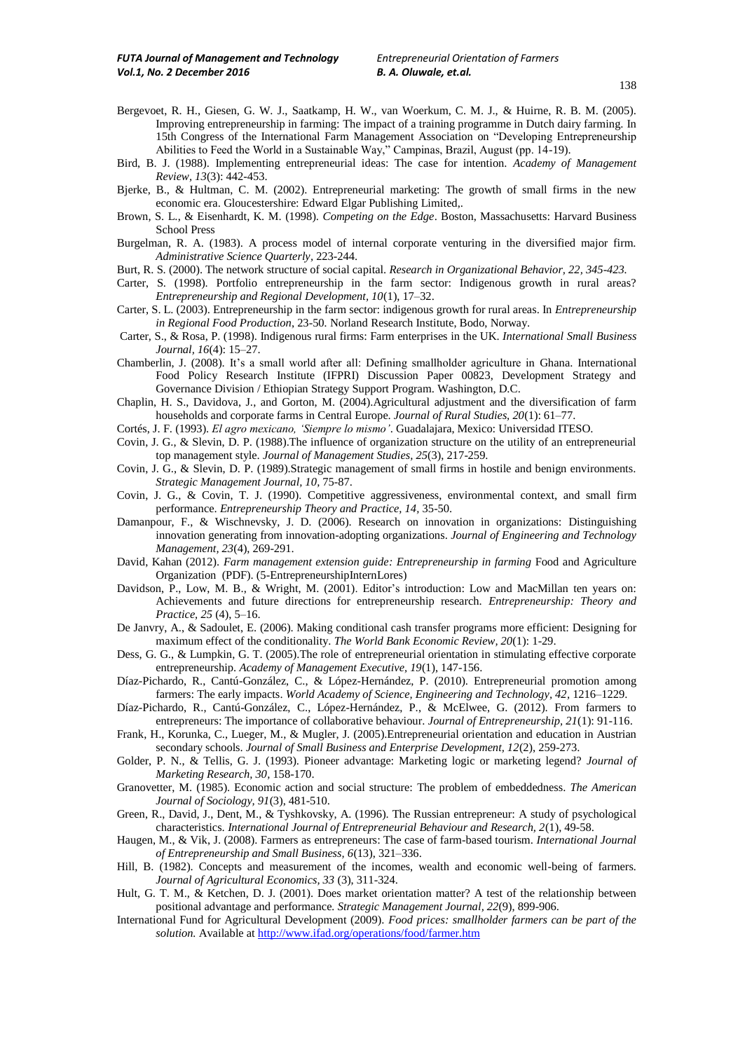Bergevoet, R. H., Giesen, G. W. J., Saatkamp, H. W., van Woerkum, C. M. J., & Huirne, R. B. M. (2005). Improving entrepreneurship in farming: The impact of a training programme in Dutch dairy farming. In 15th Congress of the International Farm Management Association on "Developing Entrepreneurship Abilities to Feed the World in a Sustainable Way," Campinas, Brazil, August (pp. 14-19).

Bird, B. J. (1988). Implementing entrepreneurial ideas: The case for intention. *Academy of Management Review, 13*(3): 442-453.

Bjerke, B., & Hultman, C. M. (2002). Entrepreneurial marketing: The growth of small firms in the new economic era. Gloucestershire: Edward Elgar Publishing Limited,.

Brown, S. L., & Eisenhardt, K. M. (1998). *Competing on the Edge*. Boston, Massachusetts: Harvard Business School Press

Burgelman, R. A. (1983). A process model of internal corporate venturing in the diversified major firm. *Administrative Science Quarterly*, 223-244.

Burt, R. S. (2000). The network structure of social capital. *Research in Organizational Behavior, 22, 345-423.*

Carter, S. (1998). Portfolio entrepreneurship in the farm sector: Indigenous growth in rural areas? *Entrepreneurship and Regional Development, 10*(1), 17–32.

Carter, S. L. (2003). Entrepreneurship in the farm sector: indigenous growth for rural areas. In *Entrepreneurship in Regional Food Production*, 23-50. Norland Research Institute, Bodo, Norway.

Carter, S., & Rosa, P. (1998). Indigenous rural firms: Farm enterprises in the UK. *International Small Business Journal, 16*(4): 15–27.

Chamberlin, J. (2008). It's a small world after all: Defining smallholder agriculture in Ghana. International Food Policy Research Institute (IFPRI) Discussion Paper 00823, Development Strategy and Governance Division / Ethiopian Strategy Support Program. Washington, D.C.

Chaplin, H. S., Davidova, J., and Gorton, M. (2004).Agricultural adjustment and the diversification of farm households and corporate farms in Central Europe. *Journal of Rural Studies, 20*(1): 61–77.

Cortés, J. F. (1993). *El agro mexicano, 'Siempre lo mismo'*. Guadalajara, Mexico: Universidad ITESO.

Covin, J. G., & Slevin, D. P. (1988).The influence of organization structure on the utility of an entrepreneurial top management style. *Journal of Management Studies, 25*(3), 217-259.

Covin, J. G., & Slevin, D. P. (1989).Strategic management of small firms in hostile and benign environments. *Strategic Management Journal, 10*, 75-87.

Covin, J. G., & Covin, T. J. (1990). Competitive aggressiveness, environmental context, and small firm performance. *Entrepreneurship Theory and Practice, 14*, 35-50.

Damanpour, F., & Wischnevsky, J. D. (2006). Research on innovation in organizations: Distinguishing innovation generating from innovation-adopting organizations. *Journal of Engineering and Technology Management, 23*(4), 269-291.

David, Kahan (2012). *Farm management extension guide: Entrepreneurship in farming* Food and Agriculture Organization (PDF). (5-EntrepreneurshipInternLores)

Davidson, P., Low, M. B., & Wright, M. (2001). Editor's introduction: Low and MacMillan ten years on: Achievements and future directions for entrepreneurship research. *Entrepreneurship: Theory and Practice, 25* (4), 5–16.

De Janvry, A., & Sadoulet, E. (2006). Making conditional cash transfer programs more efficient: Designing for maximum effect of the conditionality. *The World Bank Economic Review, 20*(1): 1-29.

Dess, G. G., & Lumpkin, G. T. (2005).The role of entrepreneurial orientation in stimulating effective corporate entrepreneurship. *Academy of Management Executive, 19*(1), 147-156.

Díaz-Pichardo, R., Cantú-González, C., & López-Hernández, P. (2010). Entrepreneurial promotion among farmers: The early impacts. *World Academy of Science, Engineering and Technology, 42*, 1216–1229.

Díaz-Pichardo, R., Cantú-González, C., López-Hernández, P., & McElwee, G. (2012). From farmers to entrepreneurs: The importance of collaborative behaviour. *Journal of Entrepreneurship, 21*(1): 91-116.

Frank, H., Korunka, C., Lueger, M., & Mugler, J. (2005).Entrepreneurial orientation and education in Austrian secondary schools. *Journal of Small Business and Enterprise Development, 12*(2), 259-273.

Golder, P. N., & Tellis, G. J. (1993). Pioneer advantage: Marketing logic or marketing legend? *Journal of Marketing Research, 30*, 158-170.

Granovetter, M. (1985). Economic action and social structure: The problem of embeddedness. *The American Journal of Sociology, 91*(3), 481-510.

Green, R., David, J., Dent, M., & Tyshkovsky, A. (1996). The Russian entrepreneur: A study of psychological characteristics. *International Journal of Entrepreneurial Behaviour and Research, 2*(1), 49-58.

Haugen, M., & Vik, J. (2008). Farmers as entrepreneurs: The case of farm-based tourism. *International Journal of Entrepreneurship and Small Business, 6*(13), 321–336.

Hill, B. (1982). Concepts and measurement of the incomes, wealth and economic well-being of farmers. *Journal of Agricultural Economics, 33* (3), 311-324.

Hult, G. T. M., & Ketchen, D. J. (2001). Does market orientation matter? A test of the relationship between positional advantage and performance. *Strategic Management Journal, 22*(9), 899-906.

International Fund for Agricultural Development (2009). *Food prices: smallholder farmers can be part of the solution.* Available at http://www.ifad.org/operations/food/farmer.htm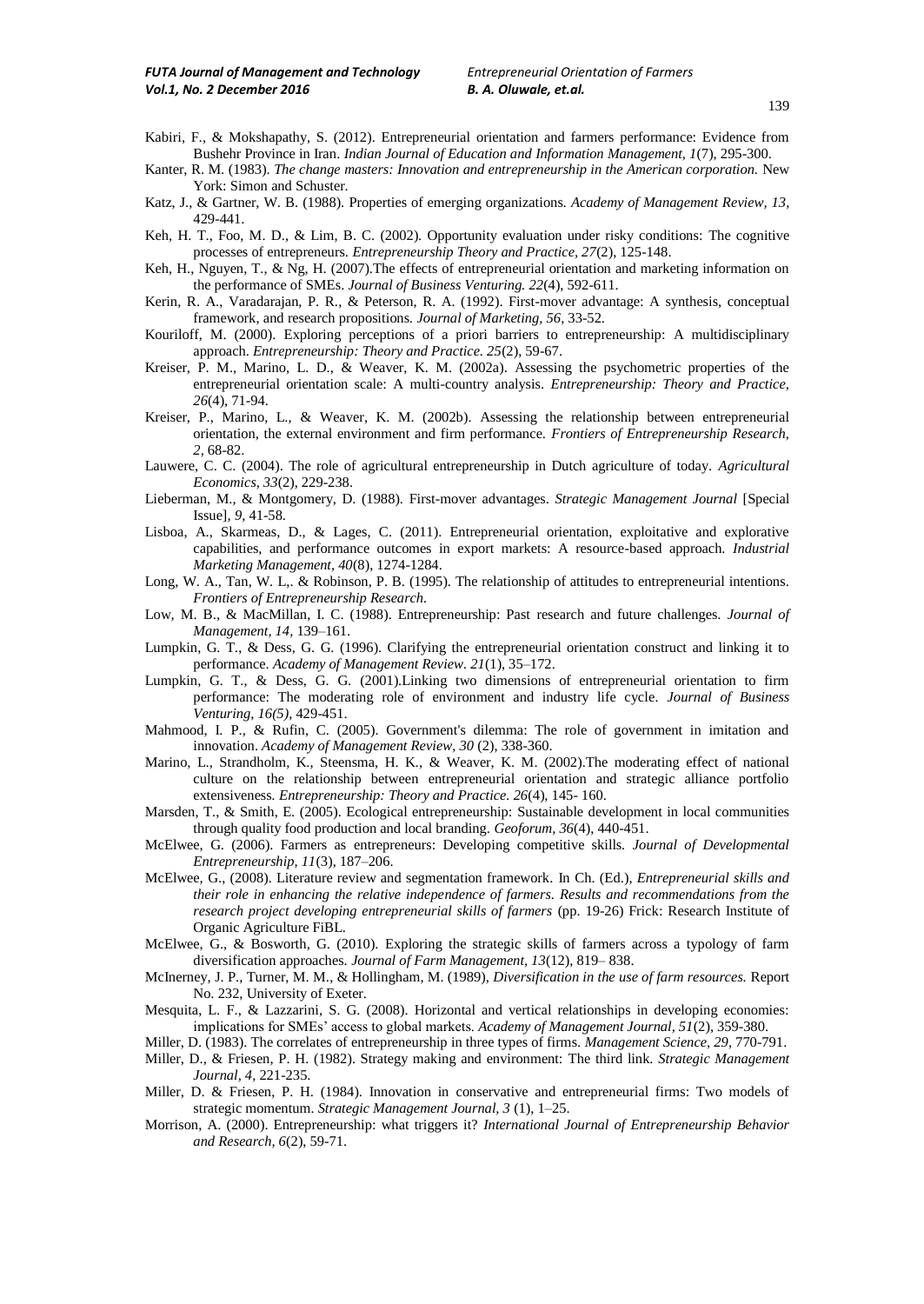Kabiri, F., & Mokshapathy, S. (2012). Entrepreneurial orientation and farmers performance: Evidence from Bushehr Province in Iran. *Indian Journal of Education and Information Management, 1*(7), 295-300.

Kanter, R. M. (1983). *The change masters: Innovation and entrepreneurship in the American corporation.* New York: Simon and Schuster.

Katz, J., & Gartner, W. B. (1988). Properties of emerging organizations. *Academy of Management Review, 13,* 429-441.

Keh, H. T., Foo, M. D., & Lim, B. C. (2002). Opportunity evaluation under risky conditions: The cognitive processes of entrepreneurs. *Entrepreneurship Theory and Practice, 27*(2), 125-148.

Keh, H., Nguyen, T., & Ng, H. (2007).The effects of entrepreneurial orientation and marketing information on the performance of SMEs. *Journal of Business Venturing. 22*(4), 592-611.

Kerin, R. A., Varadarajan, P. R., & Peterson, R. A. (1992). First-mover advantage: A synthesis, conceptual framework, and research propositions. *Journal of Marketing, 56,* 33-52.

Kouriloff, M. (2000). Exploring perceptions of a priori barriers to entrepreneurship: A multidisciplinary approach. *Entrepreneurship: Theory and Practice. 25*(2), 59-67.

Kreiser, P. M., Marino, L. D., & Weaver, K. M. (2002a). Assessing the psychometric properties of the entrepreneurial orientation scale: A multi-country analysis. *Entrepreneurship: Theory and Practice, 26*(4), 71-94.

Kreiser, P., Marino, L., & Weaver, K. M. (2002b). Assessing the relationship between entrepreneurial orientation, the external environment and firm performance. *Frontiers of Entrepreneurship Research, 2,* 68-82.

Lauwere, C. C. (2004). The role of agricultural entrepreneurship in Dutch agriculture of today. *Agricultural Economics, 33*(2), 229-238.

Lieberman, M., & Montgomery, D. (1988). First-mover advantages. *Strategic Management Journal* [Special Issue], *9,* 41-58.

Lisboa, A., Skarmeas, D., & Lages, C. (2011). Entrepreneurial orientation, exploitative and explorative capabilities, and performance outcomes in export markets: A resource-based approach. *Industrial Marketing Management, 40*(8), 1274-1284.

Long, W. A., Tan, W. L,. & Robinson, P. B. (1995). The relationship of attitudes to entrepreneurial intentions. *Frontiers of Entrepreneurship Research.*

Low, M. B., & MacMillan, I. C. (1988). Entrepreneurship: Past research and future challenges. *Journal of Management, 14,* 139–161.

Lumpkin, G. T., & Dess, G. G. (1996). Clarifying the entrepreneurial orientation construct and linking it to performance. *Academy of Management Review. 21*(1), 35–172.

Lumpkin, G. T., & Dess, G. G. (2001).Linking two dimensions of entrepreneurial orientation to firm performance: The moderating role of environment and industry life cycle. *Journal of Business Venturing, 16(5),* 429-451.

Mahmood, I. P., & Rufin, C. (2005). Government's dilemma: The role of government in imitation and innovation. *Academy of Management Review, 30* (2), 338-360.

Marino, L., Strandholm, K., Steensma, H. K., & Weaver, K. M. (2002).The moderating effect of national culture on the relationship between entrepreneurial orientation and strategic alliance portfolio extensiveness. *Entrepreneurship: Theory and Practice. 26*(4), 145- 160.

Marsden, T., & Smith, E. (2005). Ecological entrepreneurship: Sustainable development in local communities through quality food production and local branding. *Geoforum, 36*(4), 440-451.

McElwee, G. (2006). Farmers as entrepreneurs: Developing competitive skills. *Journal of Developmental Entrepreneurship, 11*(3), 187–206.

McElwee, G., (2008). Literature review and segmentation framework. In Ch. (Ed.), *Entrepreneurial skills and their role in enhancing the relative independence of farmers. Results and recommendations from the research project developing entrepreneurial skills of farmers* (pp. 19-26) Frick: Research Institute of Organic Agriculture FiBL.

McElwee, G., & Bosworth, G. (2010). Exploring the strategic skills of farmers across a typology of farm diversification approaches. *Journal of Farm Management, 13*(12), 819– 838.

McInerney, J. P., Turner, M. M., & Hollingham, M. (1989), *Diversification in the use of farm resources.* Report No. 232, University of Exeter.

Mesquita, L. F., & Lazzarini, S. G. (2008). Horizontal and vertical relationships in developing economies: implications for SMEs' access to global markets. *Academy of Management Journal, 51*(2), 359-380.

Miller, D. (1983). The correlates of entrepreneurship in three types of firms. *Management Science, 29,* 770-791.

Miller, D., & Friesen, P. H. (1982). Strategy making and environment: The third link. *Strategic Management Journal, 4,* 221-235.

Miller, D. & Friesen, P. H. (1984). Innovation in conservative and entrepreneurial firms: Two models of strategic momentum. *Strategic Management Journal, 3* (1), 1–25.

Morrison, A. (2000). Entrepreneurship: what triggers it? *International Journal of Entrepreneurship Behavior and Research, 6*(2), 59-71.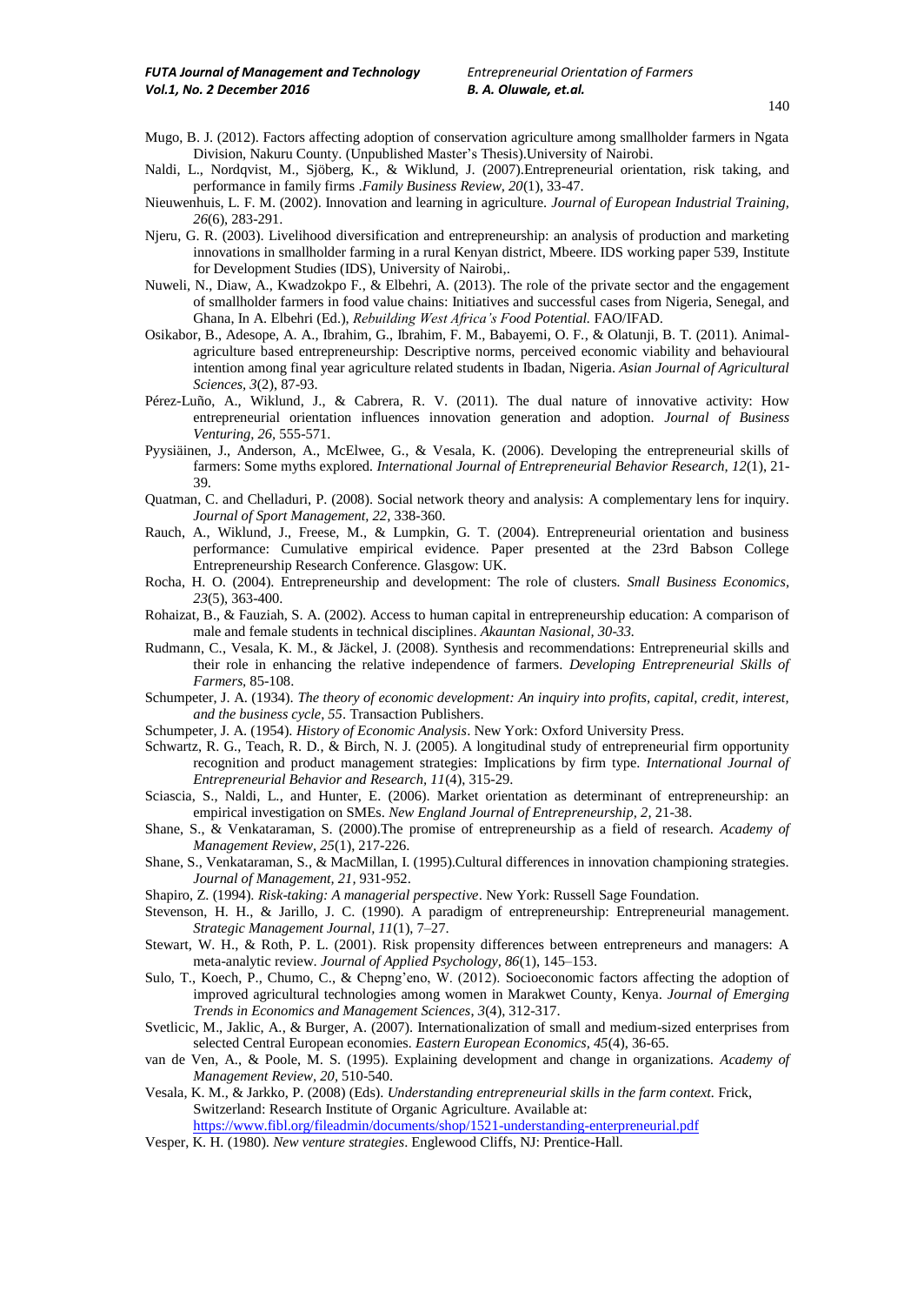Mugo, B. J. (2012). Factors affecting adoption of conservation agriculture among smallholder farmers in Ngata Division, Nakuru County. (Unpublished Master's Thesis).University of Nairobi.

Naldi, L., Nordqvist, M., Sjöberg, K., & Wiklund, J. (2007).Entrepreneurial orientation, risk taking, and performance in family firms .*Family Business Review, 20*(1), 33-47.

Nieuwenhuis, L. F. M. (2002). Innovation and learning in agriculture. *Journal of European Industrial Training, 26*(6), 283-291.

Njeru, G. R. (2003). Livelihood diversification and entrepreneurship: an analysis of production and marketing innovations in smallholder farming in a rural Kenyan district, Mbeere. IDS working paper 539, Institute for Development Studies (IDS), University of Nairobi,.

Nuweli, N., Diaw, A., Kwadzokpo F., & Elbehri, A. (2013). The role of the private sector and the engagement of smallholder farmers in food value chains: Initiatives and successful cases from Nigeria, Senegal, and Ghana, In A. Elbehri (Ed.), *Rebuilding West Africa's Food Potential.* FAO/IFAD.

Osikabor, B., Adesope, A. A., Ibrahim, G., Ibrahim, F. M., Babayemi, O. F., & Olatunji, B. T. (2011). Animal-agriculture based entrepreneurship: Descriptive norms, perceived economic viability and behavioural intention among final year agriculture related students in Ibadan, Nigeria. *Asian Journal of Agricultural Sciences, 3*(2), 87-93.

Pérez-Luño, A., Wiklund, J., & Cabrera, R. V. (2011). The dual nature of innovative activity: How entrepreneurial orientation influences innovation generation and adoption. *Journal of Business Venturing, 26*, 555-571.

Pyysiäinen, J., Anderson, A., McElwee, G., & Vesala, K. (2006). Developing the entrepreneurial skills of farmers: Some myths explored. *International Journal of Entrepreneurial Behavior Research, 12*(1), 21-39.

Quatman, C. and Chelladuri, P. (2008). Social network theory and analysis: A complementary lens for inquiry. *Journal of Sport Management, 22*, 338-360.

Rauch, A., Wiklund, J., Freese, M., & Lumpkin, G. T. (2004). Entrepreneurial orientation and business performance: Cumulative empirical evidence. Paper presented at the 23rd Babson College Entrepreneurship Research Conference. Glasgow: UK.

Rocha, H. O. (2004). Entrepreneurship and development: The role of clusters. *Small Business Economics, 23*(5), 363-400.

Rohaizat, B., & Fauziah, S. A. (2002). Access to human capital in entrepreneurship education: A comparison of male and female students in technical disciplines. *Akauntan Nasional, 30-33.*

Rudmann, C., Vesala, K. M., & Jäckel, J. (2008). Synthesis and recommendations: Entrepreneurial skills and their role in enhancing the relative independence of farmers. *Developing Entrepreneurial Skills of Farmers*, 85-108.

Schumpeter, J. A. (1934). *The theory of economic development: An inquiry into profits, capital, credit, interest, and the business cycle, 55*. Transaction Publishers.

Schumpeter, J. A. (1954). *History of Economic Analysis*. New York: Oxford University Press.

Schwartz, R. G., Teach, R. D., & Birch, N. J. (2005). A longitudinal study of entrepreneurial firm opportunity recognition and product management strategies: Implications by firm type. *International Journal of Entrepreneurial Behavior and Research, 11*(4), 315-29.

Sciascia, S., Naldi, L., and Hunter, E. (2006). Market orientation as determinant of entrepreneurship: an empirical investigation on SMEs. *New England Journal of Entrepreneurship, 2*, 21-38.

Shane, S., & Venkataraman, S. (2000).The promise of entrepreneurship as a field of research. *Academy of Management Review, 25*(1), 217-226.

Shane, S., Venkataraman, S., & MacMillan, I. (1995).Cultural differences in innovation championing strategies. *Journal of Management, 21*, 931-952.

Shapiro, Z. (1994). *Risk-taking: A managerial perspective*. New York: Russell Sage Foundation.

Stevenson, H. H., & Jarillo, J. C. (1990). A paradigm of entrepreneurship: Entrepreneurial management. *Strategic Management Journal, 11*(1), 7–27.

Stewart, W. H., & Roth, P. L. (2001). Risk propensity differences between entrepreneurs and managers: A meta-analytic review. *Journal of Applied Psychology, 86*(1), 145–153.

Sulo, T., Koech, P., Chumo, C., & Chepng'eno, W. (2012). Socioeconomic factors affecting the adoption of improved agricultural technologies among women in Marakwet County, Kenya. *Journal of Emerging Trends in Economics and Management Sciences, 3*(4), 312-317.

Svetlicic, M., Jaklic, A., & Burger, A. (2007). Internationalization of small and medium-sized enterprises from selected Central European economies. *Eastern European Economics, 45*(4), 36-65.

van de Ven, A., & Poole, M. S. (1995). Explaining development and change in organizations. *Academy of Management Review, 20*, 510-540.

Vesala, K. M., & Jarkko, P. (2008) (Eds). *Understanding entrepreneurial skills in the farm context.* Frick, Switzerland: Research Institute of Organic Agriculture. Available at: https://www.fibl.org/fileadmin/documents/shop/1521-understanding-enterpreneurial.pdf

Vesper, K. H. (1980). *New venture strategies*. Englewood Cliffs, NJ: Prentice-Hall.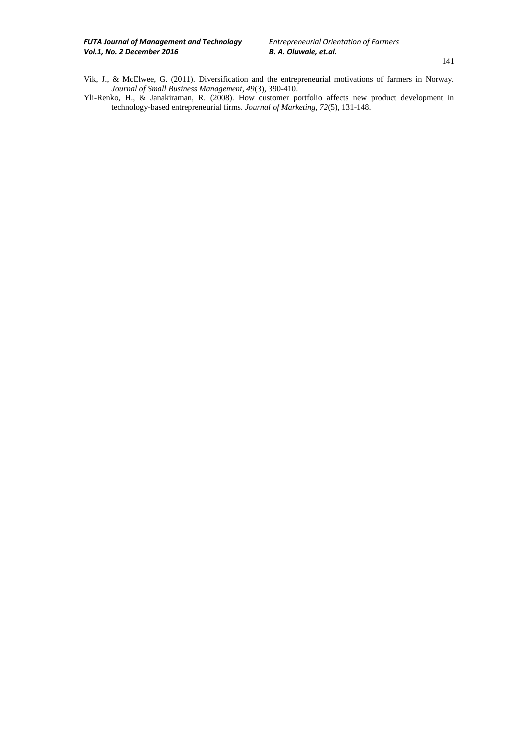Vik, J., & McElwee, G. (2011). Diversification and the entrepreneurial motivations of farmers in Norway. *Journal of Small Business Management, 49*(3), 390-410.

Yli-Renko, H., & Janakiraman, R. (2008). How customer portfolio affects new product development in technology-based entrepreneurial firms. *Journal of Marketing, 72*(5), 131-148.